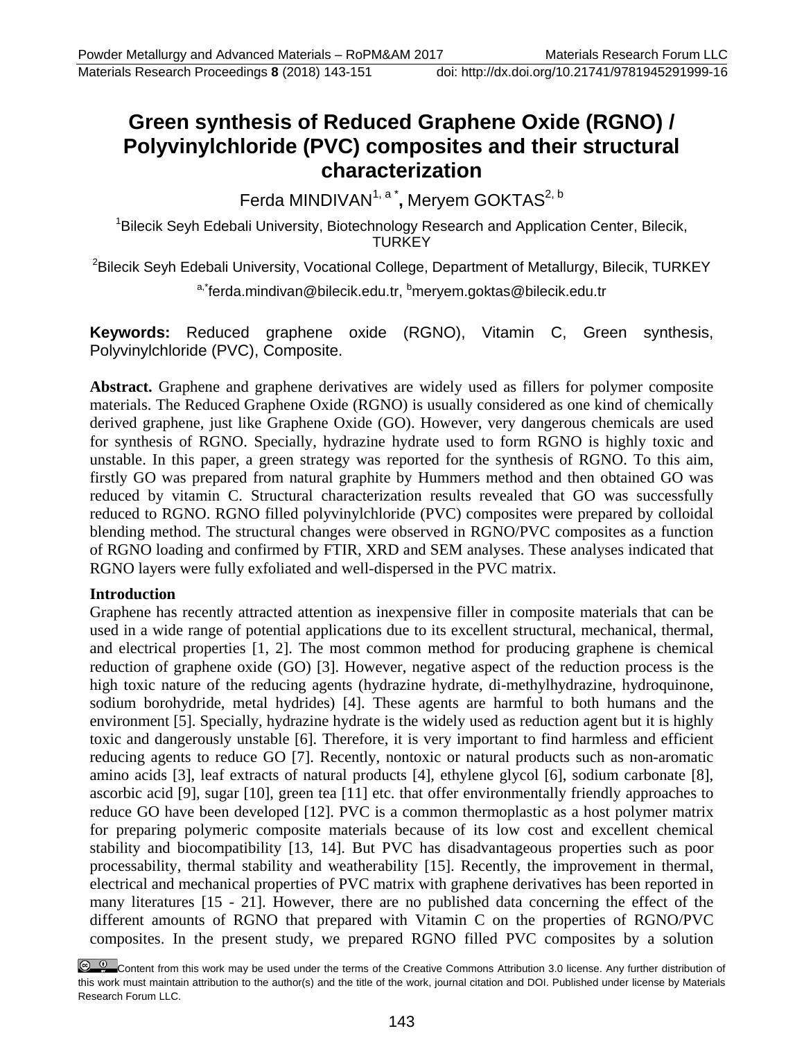# Green synthesis of Reduced Graphene Oxide (RGNO) / Polyvinylchloride (PVC) composites and their structural characterization

Ferda MINDIVAN[1, a *], Meryem GOKTAS[2, b]

[1]Bilecik Seyh Edebali University, Biotechnology Research and Application Center, Bilecik, TURKEY

[2]Bilecik Seyh Edebali University, Vocational College, Department of Metallurgy, Bilecik, TURKEY

[a,*]ferda.mindivan@bilecik.edu.tr, [b]meryem.goktas@bilecik.edu.tr

**Keywords:** Reduced graphene oxide (RGNO), Vitamin C, Green synthesis, Polyvinylchloride (PVC), Composite.

**Abstract.** Graphene and graphene derivatives are widely used as fillers for polymer composite materials. The Reduced Graphene Oxide (RGNO) is usually considered as one kind of chemically derived graphene, just like Graphene Oxide (GO). However, very dangerous chemicals are used for synthesis of RGNO. Specially, hydrazine hydrate used to form RGNO is highly toxic and unstable. In this paper, a green strategy was reported for the synthesis of RGNO. To this aim, firstly GO was prepared from natural graphite by Hummers method and then obtained GO was reduced by vitamin C. Structural characterization results revealed that GO was successfully reduced to RGNO. RGNO filled polyvinylchloride (PVC) composites were prepared by colloidal blending method. The structural changes were observed in RGNO/PVC composites as a function of RGNO loading and confirmed by FTIR, XRD and SEM analyses. These analyses indicated that RGNO layers were fully exfoliated and well-dispersed in the PVC matrix.

## Introduction

Graphene has recently attracted attention as inexpensive filler in composite materials that can be used in a wide range of potential applications due to its excellent structural, mechanical, thermal, and electrical properties [1, 2]. The most common method for producing graphene is chemical reduction of graphene oxide (GO) [3]. However, negative aspect of the reduction process is the high toxic nature of the reducing agents (hydrazine hydrate, di-methylhydrazine, hydroquinone, sodium borohydride, metal hydrides) [4]. These agents are harmful to both humans and the environment [5]. Specially, hydrazine hydrate is the widely used as reduction agent but it is highly toxic and dangerously unstable [6]. Therefore, it is very important to find harmless and efficient reducing agents to reduce GO [7]. Recently, nontoxic or natural products such as non-aromatic amino acids [3], leaf extracts of natural products [4], ethylene glycol [6], sodium carbonate [8], ascorbic acid [9], sugar [10], green tea [11] etc. that offer environmentally friendly approaches to reduce GO have been developed [12]. PVC is a common thermoplastic as a host polymer matrix for preparing polymeric composite materials because of its low cost and excellent chemical stability and biocompatibility [13, 14]. But PVC has disadvantageous properties such as poor processability, thermal stability and weatherability [15]. Recently, the improvement in thermal, electrical and mechanical properties of PVC matrix with graphene derivatives has been reported in many literatures [15 - 21]. However, there are no published data concerning the effect of the different amounts of RGNO that prepared with Vitamin C on the properties of RGNO/PVC composites. In the present study, we prepared RGNO filled PVC composites by a solution

Content from this work may be used under the terms of the Creative Commons Attribution 3.0 license. Any further distribution of this work must maintain attribution to the author(s) and the title of the work, journal citation and DOI. Published under license by Materials Research Forum LLC.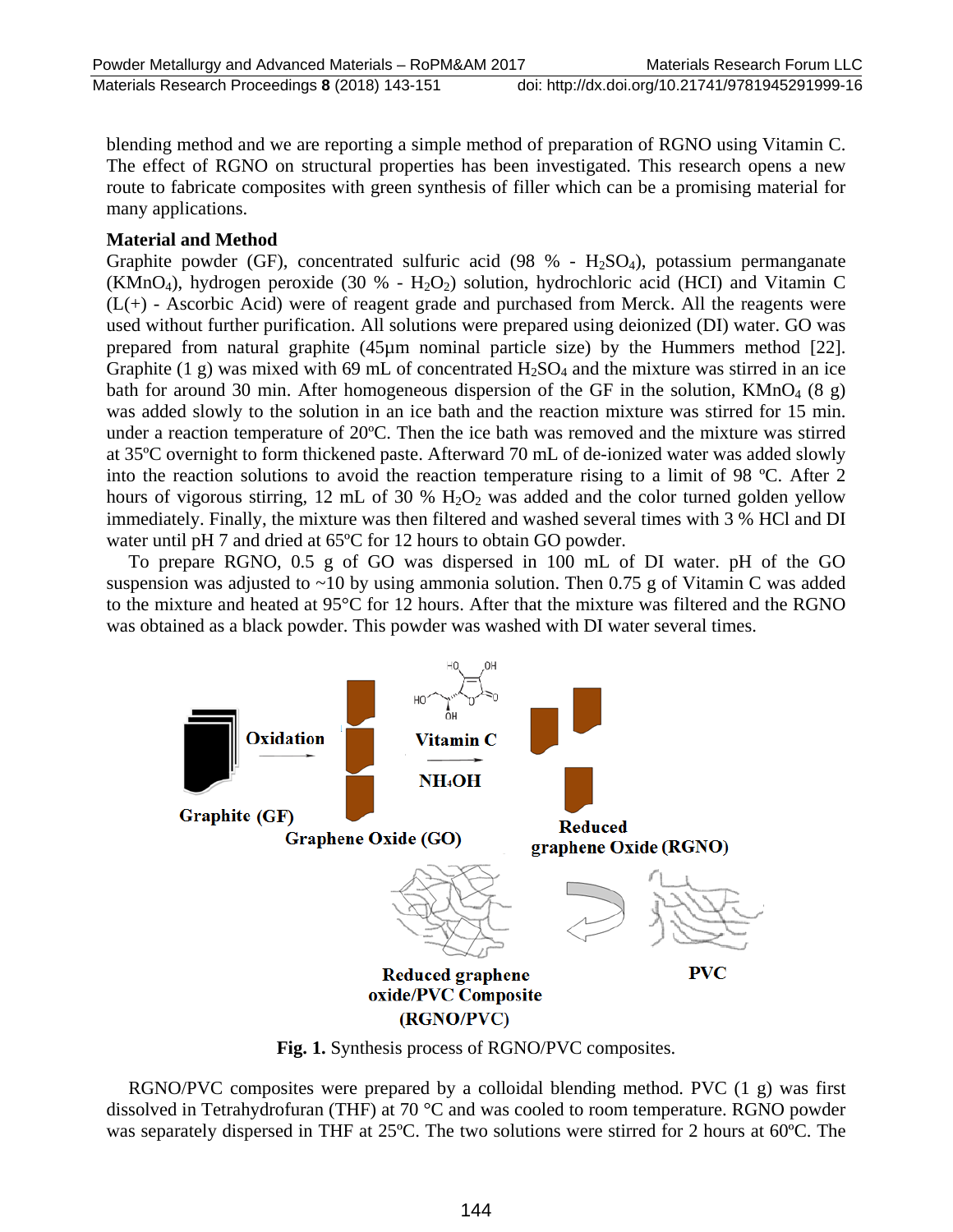blending method and we are reporting a simple method of preparation of RGNO using Vitamin C. The effect of RGNO on structural properties has been investigated. This research opens a new route to fabricate composites with green synthesis of filler which can be a promising material for many applications.

**Material and Method**

Graphite powder (GF), concentrated sulfuric acid (98 % - $H_2SO_4$), potassium permanganate ($KMnO_4$), hydrogen peroxide (30 % - $H_2O_2$) solution, hydrochloric acid (HCl) and Vitamin C (L(+) - Ascorbic Acid) were of reagent grade and purchased from Merck. All the reagents were used without further purification. All solutions were prepared using deionized (DI) water. GO was prepared from natural graphite (45μm nominal particle size) by the Hummers method [22]. Graphite (1 g) was mixed with 69 mL of concentrated $H_2SO_4$ and the mixture was stirred in an ice bath for around 30 min. After homogeneous dispersion of the GF in the solution, $KMnO_4$ (8 g) was added slowly to the solution in an ice bath and the reaction mixture was stirred for 15 min. under a reaction temperature of 20ºC. Then the ice bath was removed and the mixture was stirred at 35ºC overnight to form thickened paste. Afterward 70 mL of de-ionized water was added slowly into the reaction solutions to avoid the reaction temperature rising to a limit of 98 ºC. After 2 hours of vigorous stirring, 12 mL of 30 % $H_2O_2$ was added and the color turned golden yellow immediately. Finally, the mixture was then filtered and washed several times with 3 % HCl and DI water until pH 7 and dried at 65ºC for 12 hours to obtain GO powder.

To prepare RGNO, 0.5 g of GO was dispersed in 100 mL of DI water. pH of the GO suspension was adjusted to ~10 by using ammonia solution. Then 0.75 g of Vitamin C was added to the mixture and heated at 95°C for 12 hours. After that the mixture was filtered and the RGNO was obtained as a black powder. This powder was washed with DI water several times.

**Fig. 1.** Synthesis process of RGNO/PVC composites.

RGNO/PVC composites were prepared by a colloidal blending method. PVC (1 g) was first dissolved in Tetrahydrofuran (THF) at 70 °C and was cooled to room temperature. RGNO powder was separately dispersed in THF at 25ºC. The two solutions were stirred for 2 hours at 60ºC. The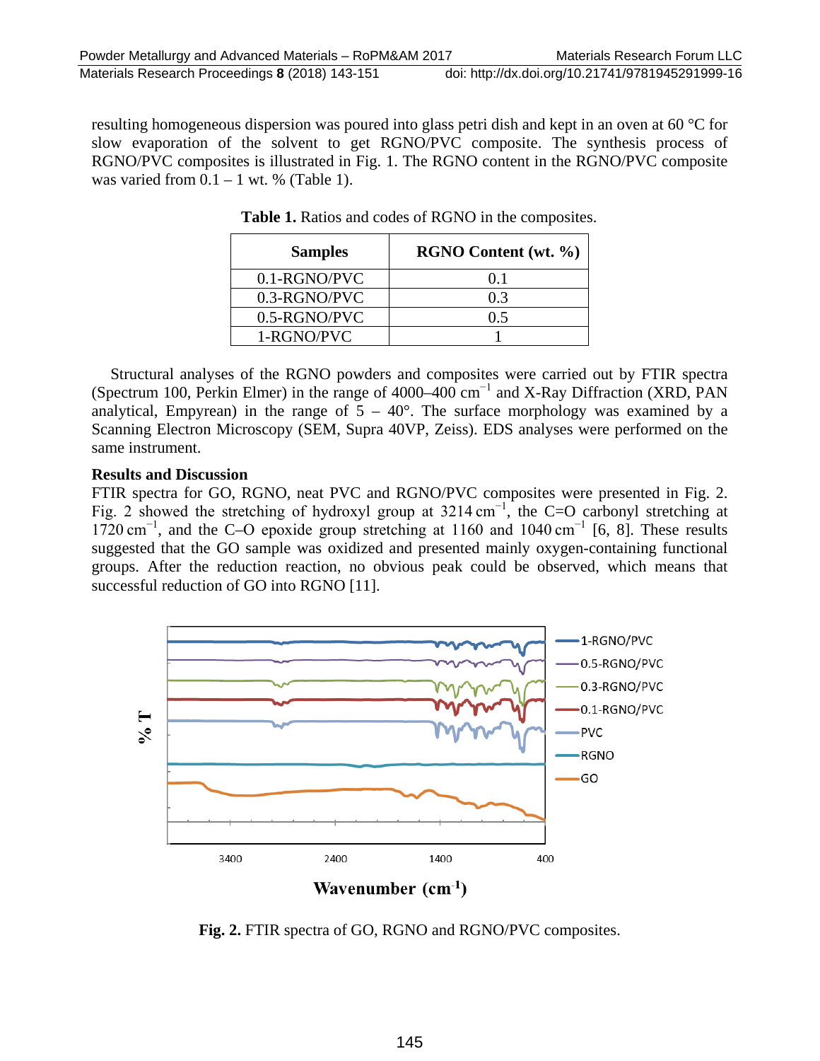resulting homogeneous dispersion was poured into glass petri dish and kept in an oven at 60 °C for slow evaporation of the solvent to get RGNO/PVC composite. The synthesis process of RGNO/PVC composites is illustrated in Fig. 1. The RGNO content in the RGNO/PVC composite was varied from 0.1 – 1 wt. % (Table 1).

**Table 1.** Ratios and codes of RGNO in the composites.

| Samples | RGNO Content (wt. %) |
|---|---|
| 0.1-RGNO/PVC | 0.1 |
| 0.3-RGNO/PVC | 0.3 |
| 0.5-RGNO/PVC | 0.5 |
| 1-RGNO/PVC | 1 |

Structural analyses of the RGNO powders and composites were carried out by FTIR spectra (Spectrum 100, Perkin Elmer) in the range of 4000–400 $cm^{-1}$ and X-Ray Diffraction (XRD, PAN analytical, Empyrean) in the range of 5 – 40°. The surface morphology was examined by a Scanning Electron Microscopy (SEM, Supra 40VP, Zeiss). EDS analyses were performed on the same instrument.

## Results and Discussion

FTIR spectra for GO, RGNO, neat PVC and RGNO/PVC composites were presented in Fig. 2. Fig. 2 showed the stretching of hydroxyl group at 3214 $cm^{-1}$, the C=O carbonyl stretching at 1720 $cm^{-1}$, and the C–O epoxide group stretching at 1160 and 1040 $cm^{-1}$ [6, 8]. These results suggested that the GO sample was oxidized and presented mainly oxygen-containing functional groups. After the reduction reaction, no obvious peak could be observed, which means that successful reduction of GO into RGNO [11].

**Fig. 2.** FTIR spectra of GO, RGNO and RGNO/PVC composites.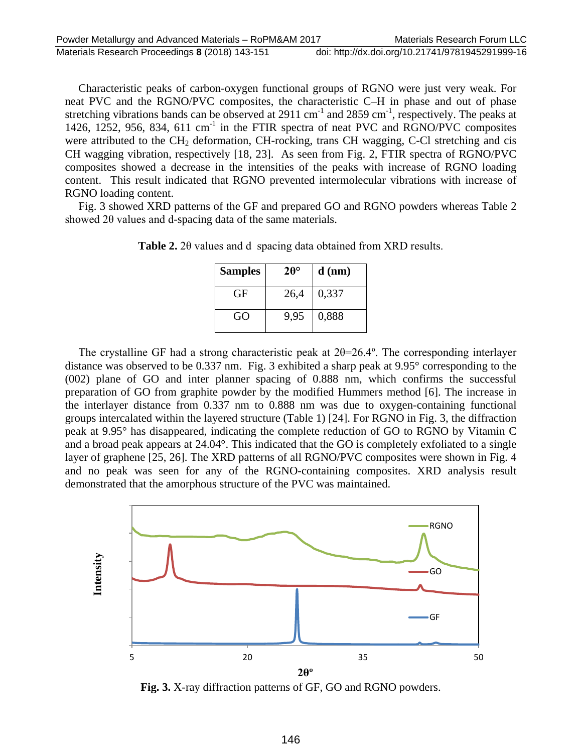Characteristic peaks of carbon-oxygen functional groups of RGNO were just very weak. For neat PVC and the RGNO/PVC composites, the characteristic C–H in phase and out of phase stretching vibrations bands can be observed at 2911 $cm^{-1}$ and 2859 $cm^{-1}$, respectively. The peaks at 1426, 1252, 956, 834, 611 $cm^{-1}$ in the FTIR spectra of neat PVC and RGNO/PVC composites were attributed to the $CH_2$ deformation, CH-rocking, trans CH wagging, C-Cl stretching and cis CH wagging vibration, respectively [18, 23]. As seen from Fig. 2, FTIR spectra of RGNO/PVC composites showed a decrease in the intensities of the peaks with increase of RGNO loading content. This result indicated that RGNO prevented intermolecular vibrations with increase of RGNO loading content.

Fig. 3 showed XRD patterns of the GF and prepared GO and RGNO powders whereas Table 2 showed 2θ values and d-spacing data of the same materials.

**Table 2.** 2θ values and d spacing data obtained from XRD results.

| Samples | 2θ° | d (nm) |
|---|---|---|
| GF | 26,4 | 0,337 |
| GO | 9,95 | 0,888 |

The crystalline GF had a strong characteristic peak at 2θ=26.4º. The corresponding interlayer distance was observed to be 0.337 nm. Fig. 3 exhibited a sharp peak at 9.95° corresponding to the (002) plane of GO and inter planner spacing of 0.888 nm, which confirms the successful preparation of GO from graphite powder by the modified Hummers method [6]. The increase in the interlayer distance from 0.337 nm to 0.888 nm was due to oxygen-containing functional groups intercalated within the layered structure (Table 1) [24]. For RGNO in Fig. 3, the diffraction peak at 9.95° has disappeared, indicating the complete reduction of GO to RGNO by Vitamin C and a broad peak appears at 24.04°. This indicated that the GO is completely exfoliated to a single layer of graphene [25, 26]. The XRD patterns of all RGNO/PVC composites were shown in Fig. 4 and no peak was seen for any of the RGNO-containing composites. XRD analysis result demonstrated that the amorphous structure of the PVC was maintained.

**Fig. 3.** X-ray diffraction patterns of GF, GO and RGNO powders.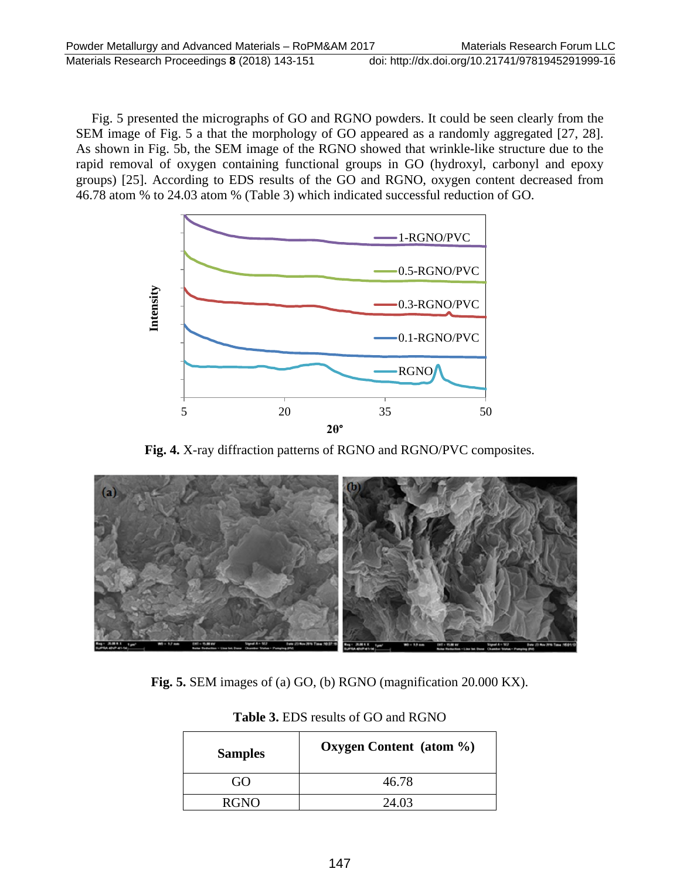Fig. 5 presented the micrographs of GO and RGNO powders. It could be seen clearly from the SEM image of Fig. 5 a that the morphology of GO appeared as a randomly aggregated [27, 28]. As shown in Fig. 5b, the SEM image of the RGNO showed that wrinkle-like structure due to the rapid removal of oxygen containing functional groups in GO (hydroxyl, carbonyl and epoxy groups) [25]. According to EDS results of the GO and RGNO, oxygen content decreased from 46.78 atom % to 24.03 atom % (Table 3) which indicated successful reduction of GO.

**Fig. 4.** X-ray diffraction patterns of RGNO and RGNO/PVC composites.

**Fig. 5.** SEM images of (a) GO, (b) RGNO (magnification 20.000 KX).

**Table 3.** EDS results of GO and RGNO

| Samples | Oxygen Content (atom %) |
|---|---|
| GO | 46.78 |
| RGNO | 24.03 |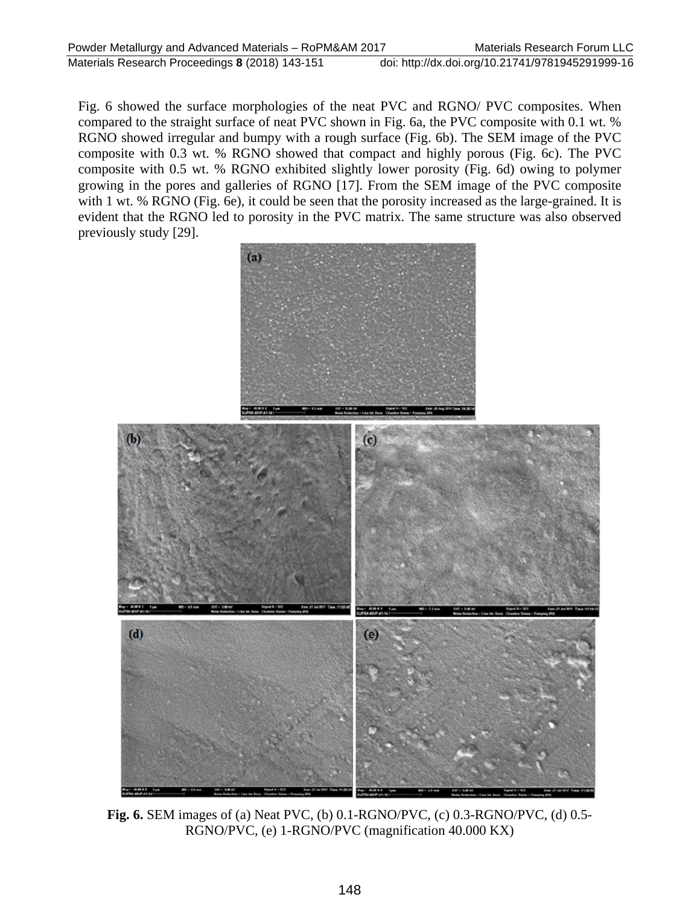Fig. 6 showed the surface morphologies of the neat PVC and RGNO/ PVC composites. When compared to the straight surface of neat PVC shown in Fig. 6a, the PVC composite with 0.1 wt. % RGNO showed irregular and bumpy with a rough surface (Fig. 6b). The SEM image of the PVC composite with 0.3 wt. % RGNO showed that compact and highly porous (Fig. 6c). The PVC composite with 0.5 wt. % RGNO exhibited slightly lower porosity (Fig. 6d) owing to polymer growing in the pores and galleries of RGNO [17]. From the SEM image of the PVC composite with 1 wt. % RGNO (Fig. 6e), it could be seen that the porosity increased as the large-grained. It is evident that the RGNO led to porosity in the PVC matrix. The same structure was also observed previously study [29].

**Fig. 6.** SEM images of (a) Neat PVC, (b) 0.1-RGNO/PVC, (c) 0.3-RGNO/PVC, (d) 0.5-RGNO/PVC, (e) 1-RGNO/PVC (magnification 40.000 KX)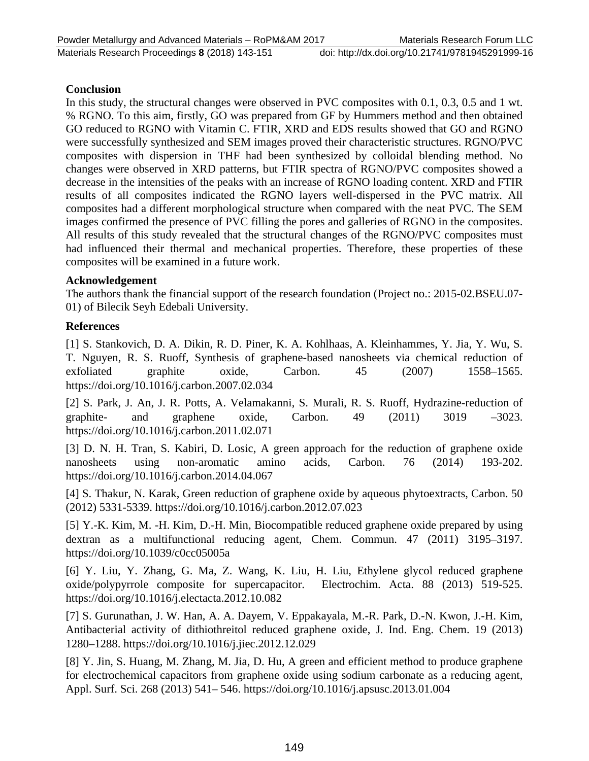## Conclusion

In this study, the structural changes were observed in PVC composites with 0.1, 0.3, 0.5 and 1 wt. % RGNO. To this aim, firstly, GO was prepared from GF by Hummers method and then obtained GO reduced to RGNO with Vitamin C. FTIR, XRD and EDS results showed that GO and RGNO were successfully synthesized and SEM images proved their characteristic structures. RGNO/PVC composites with dispersion in THF had been synthesized by colloidal blending method. No changes were observed in XRD patterns, but FTIR spectra of RGNO/PVC composites showed a decrease in the intensities of the peaks with an increase of RGNO loading content. XRD and FTIR results of all composites indicated the RGNO layers well-dispersed in the PVC matrix. All composites had a different morphological structure when compared with the neat PVC. The SEM images confirmed the presence of PVC filling the pores and galleries of RGNO in the composites. All results of this study revealed that the structural changes of the RGNO/PVC composites must had influenced their thermal and mechanical properties. Therefore, these properties of these composites will be examined in a future work.

## Acknowledgement

The authors thank the financial support of the research foundation (Project no.: 2015-02.BSEU.07-01) of Bilecik Seyh Edebali University.

## References

[1] S. Stankovich, D. A. Dikin, R. D. Piner, K. A. Kohlhaas, A. Kleinhammes, Y. Jia, Y. Wu, S. T. Nguyen, R. S. Ruoff, Synthesis of graphene-based nanosheets via chemical reduction of exfoliated graphite oxide, Carbon. 45 (2007) 1558–1565. https://doi.org/10.1016/j.carbon.2007.02.034

[2] S. Park, J. An, J. R. Potts, A. Velamakanni, S. Murali, R. S. Ruoff, Hydrazine-reduction of graphite- and graphene oxide, Carbon. 49 (2011) 3019 –3023. https://doi.org/10.1016/j.carbon.2011.02.071

[3] D. N. H. Tran, S. Kabiri, D. Losic, A green approach for the reduction of graphene oxide nanosheets using non-aromatic amino acids, Carbon. 76 (2014) 193-202. https://doi.org/10.1016/j.carbon.2014.04.067

[4] S. Thakur, N. Karak, Green reduction of graphene oxide by aqueous phytoextracts, Carbon. 50 (2012) 5331-5339. https://doi.org/10.1016/j.carbon.2012.07.023

[5] Y.-K. Kim, M. -H. Kim, D.-H. Min, Biocompatible reduced graphene oxide prepared by using dextran as a multifunctional reducing agent, Chem. Commun. 47 (2011) 3195–3197. https://doi.org/10.1039/c0cc05005a

[6] Y. Liu, Y. Zhang, G. Ma, Z. Wang, K. Liu, H. Liu, Ethylene glycol reduced graphene oxide/polypyrrole composite for supercapacitor. Electrochim. Acta. 88 (2013) 519-525. https://doi.org/10.1016/j.electacta.2012.10.082

[7] S. Gurunathan, J. W. Han, A. A. Dayem, V. Eppakayala, M.-R. Park, D.-N. Kwon, J.-H. Kim, Antibacterial activity of dithiothreitol reduced graphene oxide, J. Ind. Eng. Chem. 19 (2013) 1280–1288. https://doi.org/10.1016/j.jiec.2012.12.029

[8] Y. Jin, S. Huang, M. Zhang, M. Jia, D. Hu, A green and efficient method to produce graphene for electrochemical capacitors from graphene oxide using sodium carbonate as a reducing agent, Appl. Surf. Sci. 268 (2013) 541– 546. https://doi.org/10.1016/j.apsusc.2013.01.004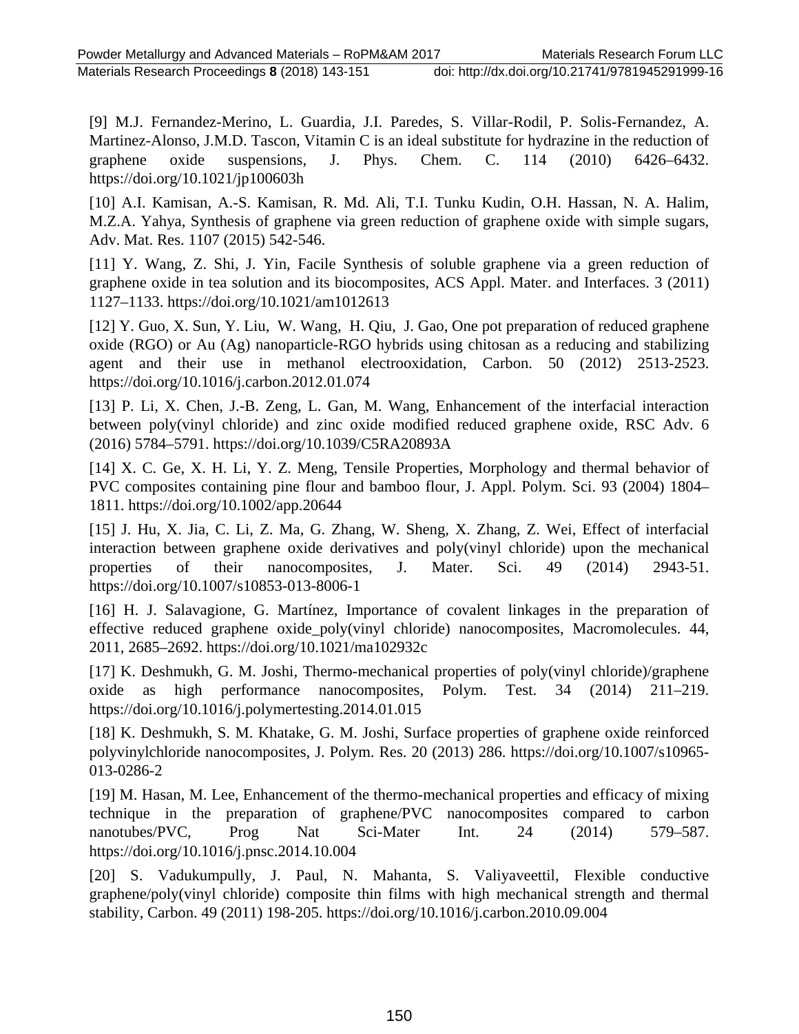[9] M.J. Fernandez-Merino, L. Guardia, J.I. Paredes, S. Villar-Rodil, P. Solis-Fernandez, A. Martinez-Alonso, J.M.D. Tascon, Vitamin C is an ideal substitute for hydrazine in the reduction of graphene oxide suspensions, J. Phys. Chem. C. 114 (2010) 6426–6432. https://doi.org/10.1021/jp100603h

[10] A.I. Kamisan, A.-S. Kamisan, R. Md. Ali, T.I. Tunku Kudin, O.H. Hassan, N. A. Halim, M.Z.A. Yahya, Synthesis of graphene via green reduction of graphene oxide with simple sugars, Adv. Mat. Res. 1107 (2015) 542-546.

[11] Y. Wang, Z. Shi, J. Yin, Facile Synthesis of soluble graphene via a green reduction of graphene oxide in tea solution and its biocomposites, ACS Appl. Mater. and Interfaces. 3 (2011) 1127–1133. https://doi.org/10.1021/am1012613

[12] Y. Guo, X. Sun, Y. Liu, W. Wang, H. Qiu, J. Gao, One pot preparation of reduced graphene oxide (RGO) or Au (Ag) nanoparticle-RGO hybrids using chitosan as a reducing and stabilizing agent and their use in methanol electrooxidation, Carbon. 50 (2012) 2513-2523. https://doi.org/10.1016/j.carbon.2012.01.074

[13] P. Li, X. Chen, J.-B. Zeng, L. Gan, M. Wang, Enhancement of the interfacial interaction between poly(vinyl chloride) and zinc oxide modified reduced graphene oxide, RSC Adv. 6 (2016) 5784–5791. https://doi.org/10.1039/C5RA20893A

[14] X. C. Ge, X. H. Li, Y. Z. Meng, Tensile Properties, Morphology and thermal behavior of PVC composites containing pine flour and bamboo flour, J. Appl. Polym. Sci. 93 (2004) 1804–1811. https://doi.org/10.1002/app.20644

[15] J. Hu, X. Jia, C. Li, Z. Ma, G. Zhang, W. Sheng, X. Zhang, Z. Wei, Effect of interfacial interaction between graphene oxide derivatives and poly(vinyl chloride) upon the mechanical properties of their nanocomposites, J. Mater. Sci. 49 (2014) 2943-51. https://doi.org/10.1007/s10853-013-8006-1

[16] H. J. Salavagione, G. Martínez, Importance of covalent linkages in the preparation of effective reduced graphene oxide_poly(vinyl chloride) nanocomposites, Macromolecules. 44, 2011, 2685–2692. https://doi.org/10.1021/ma102932c

[17] K. Deshmukh, G. M. Joshi, Thermo-mechanical properties of poly(vinyl chloride)/graphene oxide as high performance nanocomposites, Polym. Test. 34 (2014) 211–219. https://doi.org/10.1016/j.polymertesting.2014.01.015

[18] K. Deshmukh, S. M. Khatake, G. M. Joshi, Surface properties of graphene oxide reinforced polyvinylchloride nanocomposites, J. Polym. Res. 20 (2013) 286. https://doi.org/10.1007/s10965-013-0286-2

[19] M. Hasan, M. Lee, Enhancement of the thermo-mechanical properties and efficacy of mixing technique in the preparation of graphene/PVC nanocomposites compared to carbon nanotubes/PVC, Prog Nat Sci-Mater Int. 24 (2014) 579–587. https://doi.org/10.1016/j.pnsc.2014.10.004

[20] S. Vadukumpully, J. Paul, N. Mahanta, S. Valiyaveettil, Flexible conductive graphene/poly(vinyl chloride) composite thin films with high mechanical strength and thermal stability, Carbon. 49 (2011) 198-205. https://doi.org/10.1016/j.carbon.2010.09.004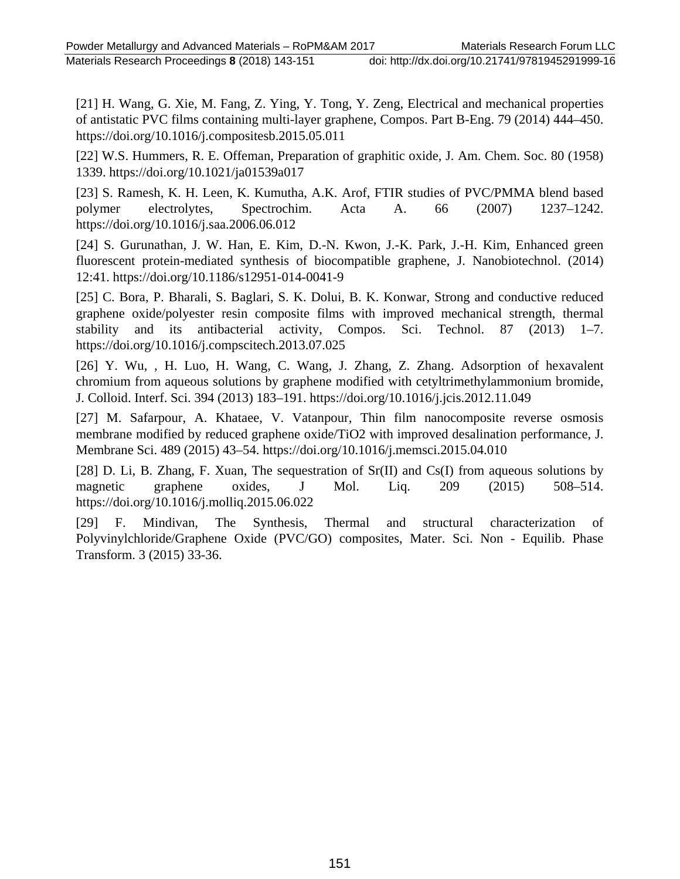[21] H. Wang, G. Xie, M. Fang, Z. Ying, Y. Tong, Y. Zeng, Electrical and mechanical properties of antistatic PVC films containing multi-layer graphene, Compos. Part B-Eng. 79 (2014) 444–450. https://doi.org/10.1016/j.compositesb.2015.05.011

[22] W.S. Hummers, R. E. Offeman, Preparation of graphitic oxide, J. Am. Chem. Soc. 80 (1958) 1339. https://doi.org/10.1021/ja01539a017

[23] S. Ramesh, K. H. Leen, K. Kumutha, A.K. Arof, FTIR studies of PVC/PMMA blend based polymer electrolytes, Spectrochim. Acta A. 66 (2007) 1237–1242. https://doi.org/10.1016/j.saa.2006.06.012

[24] S. Gurunathan, J. W. Han, E. Kim, D.-N. Kwon, J.-K. Park, J.-H. Kim, Enhanced green fluorescent protein-mediated synthesis of biocompatible graphene, J. Nanobiotechnol. (2014) 12:41. https://doi.org/10.1186/s12951-014-0041-9

[25] C. Bora, P. Bharali, S. Baglari, S. K. Dolui, B. K. Konwar, Strong and conductive reduced graphene oxide/polyester resin composite films with improved mechanical strength, thermal stability and its antibacterial activity, Compos. Sci. Technol. 87 (2013) 1–7. https://doi.org/10.1016/j.compscitech.2013.07.025

[26] Y. Wu, , H. Luo, H. Wang, C. Wang, J. Zhang, Z. Zhang. Adsorption of hexavalent chromium from aqueous solutions by graphene modified with cetyltrimethylammonium bromide, J. Colloid. Interf. Sci. 394 (2013) 183–191. https://doi.org/10.1016/j.jcis.2012.11.049

[27] M. Safarpour, A. Khataee, V. Vatanpour, Thin film nanocomposite reverse osmosis membrane modified by reduced graphene oxide/TiO2 with improved desalination performance, J. Membrane Sci. 489 (2015) 43–54. https://doi.org/10.1016/j.memsci.2015.04.010

[28] D. Li, B. Zhang, F. Xuan, The sequestration of Sr(II) and Cs(I) from aqueous solutions by magnetic graphene oxides, J Mol. Liq. 209 (2015) 508–514. https://doi.org/10.1016/j.molliq.2015.06.022

[29] F. Mindivan, The Synthesis, Thermal and structural characterization of Polyvinylchloride/Graphene Oxide (PVC/GO) composites, Mater. Sci. Non - Equilib. Phase Transform. 3 (2015) 33-36.